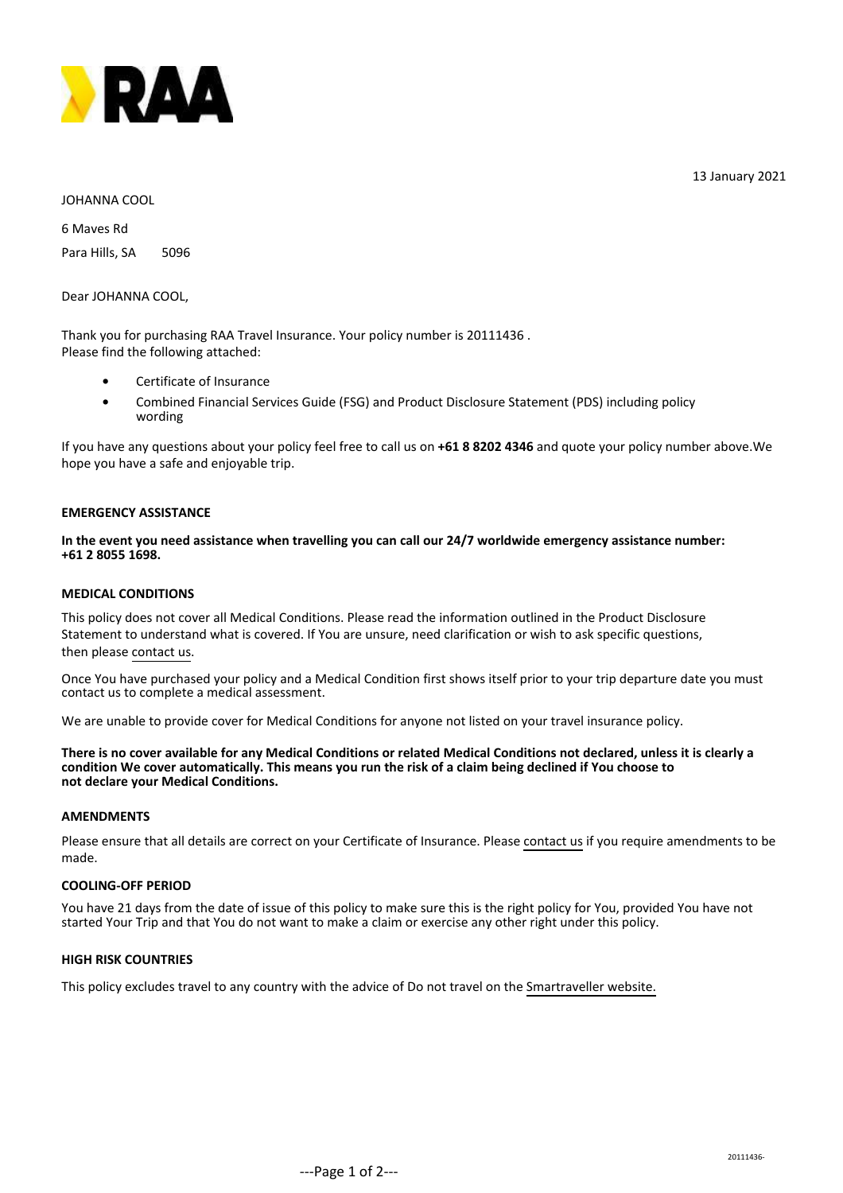RAA

13 January 2021

JOHANNA COOL

6 Maves Rd

Para Hills, SA 5096

Dear JOHANNA COOL,

Thank you for purchasing RAA Travel Insurance. Your policy number is 20111436 .
Please find the following attached:

- Certificate of Insurance
- Combined Financial Services Guide (FSG) and Product Disclosure Statement (PDS) including policy wording

If you have any questions about your policy feel free to call us on **+61 8 8202 4346** and quote your policy number above.We hope you have a safe and enjoyable trip.

**EMERGENCY ASSISTANCE**

**In the event you need assistance when travelling you can call our 24/7 worldwide emergency assistance number: +61 2 8055 1698.**

**MEDICAL CONDITIONS**

This policy does not cover all Medical Conditions. Please read the information outlined in the Product Disclosure Statement to understand what is covered. If You are unsure, need clarification or wish to ask specific questions, then please contact us.

Once You have purchased your policy and a Medical Condition first shows itself prior to your trip departure date you must contact us to complete a medical assessment.

We are unable to provide cover for Medical Conditions for anyone not listed on your travel insurance policy.

**There is no cover available for any Medical Conditions or related Medical Conditions not declared, unless it is clearly a condition We cover automatically. This means you run the risk of a claim being declined if You choose to not declare your Medical Conditions.**

**AMENDMENTS**

Please ensure that all details are correct on your Certificate of Insurance. Please contact us if you require amendments to be made.

**COOLING-OFF PERIOD**

You have 21 days from the date of issue of this policy to make sure this is the right policy for You, provided You have not started Your Trip and that You do not want to make a claim or exercise any other right under this policy.

**HIGH RISK COUNTRIES**

This policy excludes travel to any country with the advice of Do not travel on the Smartraveller website.

20111436-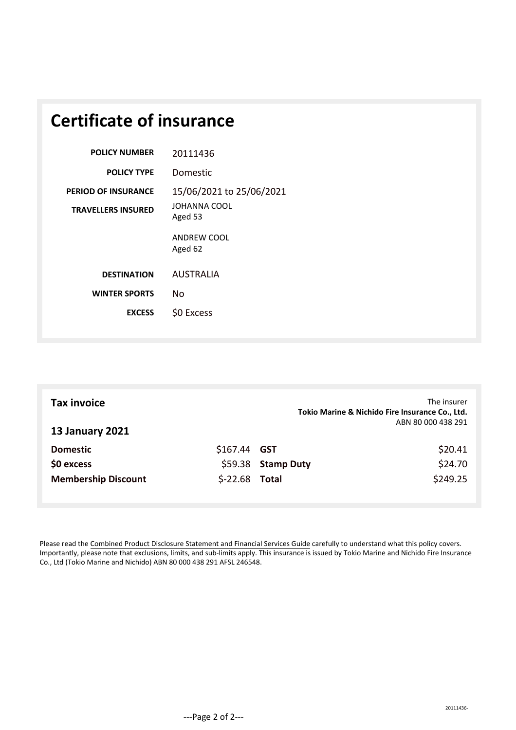# Certificate of insurance

| | |
|---|---|
| **POLICY NUMBER** | 20111436 |
| **POLICY TYPE** | Domestic |
| **PERIOD OF INSURANCE** | 15/06/2021 to 25/06/2021 |
| **TRAVELLERS INSURED** | JOHANNA COOL<br>Aged 53 |
| | ANDREW COOL<br>Aged 62 |
| **DESTINATION** | AUSTRALIA |
| **WINTER SPORTS** | No |
| **EXCESS** | $0 Excess |

## Tax invoice

The insurer
**Tokio Marine & Nichido Fire Insurance Co., Ltd.**
ABN 80 000 438 291

### 13 January 2021

| | | | |
|---|---|---|---|
| **Domestic** | $167.44 | **GST** | $20.41 |
| **$0 excess** | $59.38 | **Stamp Duty** | $24.70 |
| **Membership Discount** | $-22.68 | **Total** | $249.25 |

Please read the Combined Product Disclosure Statement and Financial Services Guide carefully to understand what this policy covers. Importantly, please note that exclusions, limits, and sub-limits apply. This insurance is issued by Tokio Marine and Nichido Fire Insurance Co., Ltd (Tokio Marine and Nichido) ABN 80 000 438 291 AFSL 246548.

20111436-